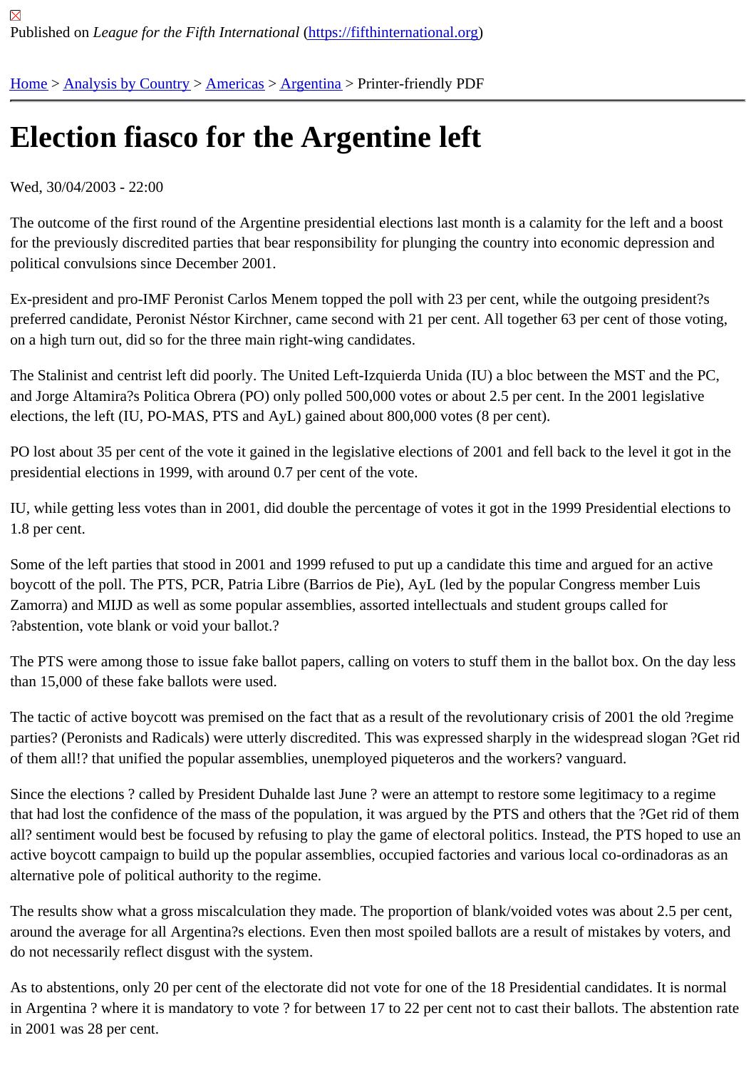Published on *League for the Fifth International* (https://fifthinternational.org)

Home > Analysis by Country > Americas > Argentina > Printer-friendly PDF

# Election fiasco for the Argentine left

Wed, 30/04/2003 - 22:00

The outcome of the first round of the Argentine presidential elections last month is a calamity for the left and a boost for the previously discredited parties that bear responsibility for plunging the country into economic depression and political convulsions since December 2001.

Ex-president and pro-IMF Peronist Carlos Menem topped the poll with 23 per cent, while the outgoing president?s preferred candidate, Peronist Néstor Kirchner, came second with 21 per cent. All together 63 per cent of those voting, on a high turn out, did so for the three main right-wing candidates.

The Stalinist and centrist left did poorly. The United Left-Izquierda Unida (IU) a bloc between the MST and the PC, and Jorge Altamira?s Politica Obrera (PO) only polled 500,000 votes or about 2.5 per cent. In the 2001 legislative elections, the left (IU, PO-MAS, PTS and AyL) gained about 800,000 votes (8 per cent).

PO lost about 35 per cent of the vote it gained in the legislative elections of 2001 and fell back to the level it got in the presidential elections in 1999, with around 0.7 per cent of the vote.

IU, while getting less votes than in 2001, did double the percentage of votes it got in the 1999 Presidential elections to 1.8 per cent.

Some of the left parties that stood in 2001 and 1999 refused to put up a candidate this time and argued for an active boycott of the poll. The PTS, PCR, Patria Libre (Barrios de Pie), AyL (led by the popular Congress member Luis Zamorra) and MIJD as well as some popular assemblies, assorted intellectuals and student groups called for ?abstention, vote blank or void your ballot.?

The PTS were among those to issue fake ballot papers, calling on voters to stuff them in the ballot box. On the day less than 15,000 of these fake ballots were used.

The tactic of active boycott was premised on the fact that as a result of the revolutionary crisis of 2001 the old ?regime parties? (Peronists and Radicals) were utterly discredited. This was expressed sharply in the widespread slogan ?Get rid of them all!? that unified the popular assemblies, unemployed piqueteros and the workers? vanguard.

Since the elections ? called by President Duhalde last June ? were an attempt to restore some legitimacy to a regime that had lost the confidence of the mass of the population, it was argued by the PTS and others that the ?Get rid of them all? sentiment would best be focused by refusing to play the game of electoral politics. Instead, the PTS hoped to use an active boycott campaign to build up the popular assemblies, occupied factories and various local co-ordinadoras as an alternative pole of political authority to the regime.

The results show what a gross miscalculation they made. The proportion of blank/voided votes was about 2.5 per cent, around the average for all Argentina?s elections. Even then most spoiled ballots are a result of mistakes by voters, and do not necessarily reflect disgust with the system.

As to abstentions, only 20 per cent of the electorate did not vote for one of the 18 Presidential candidates. It is normal in Argentina ? where it is mandatory to vote ? for between 17 to 22 per cent not to cast their ballots. The abstention rate in 2001 was 28 per cent.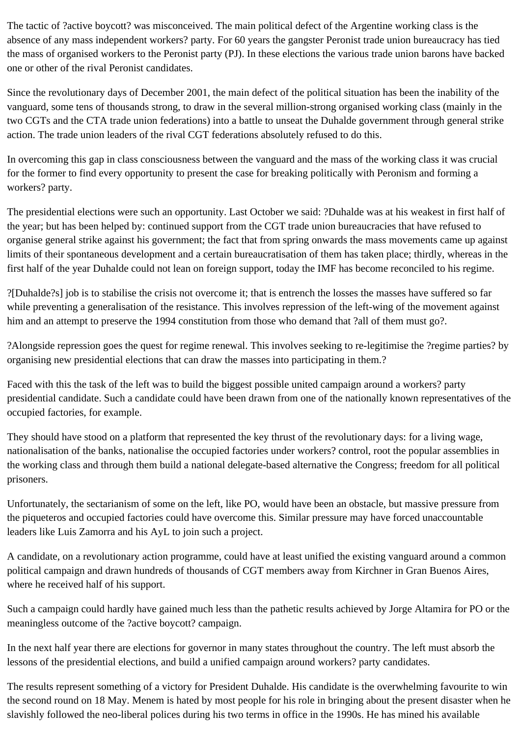The tactic of ?active boycott? was misconceived. The main political defect of the Argentine working class is the absence of any mass independent workers? party. For 60 years the gangster Peronist trade union bureaucracy has tied the mass of organised workers to the Peronist party (PJ). In these elections the various trade union barons have backed one or other of the rival Peronist candidates.

Since the revolutionary days of December 2001, the main defect of the political situation has been the inability of the vanguard, some tens of thousands strong, to draw in the several million-strong organised working class (mainly in the two CGTs and the CTA trade union federations) into a battle to unseat the Duhalde government through general strike action. The trade union leaders of the rival CGT federations absolutely refused to do this.

In overcoming this gap in class consciousness between the vanguard and the mass of the working class it was crucial for the former to find every opportunity to present the case for breaking politically with Peronism and forming a workers? party.

The presidential elections were such an opportunity. Last October we said: ?Duhalde was at his weakest in first half of the year; but has been helped by: continued support from the CGT trade union bureaucracies that have refused to organise general strike against his government; the fact that from spring onwards the mass movements came up against limits of their spontaneous development and a certain bureaucratisation of them has taken place; thirdly, whereas in the first half of the year Duhalde could not lean on foreign support, today the IMF has become reconciled to his regime.

?[Duhalde?s] job is to stabilise the crisis not overcome it; that is entrench the losses the masses have suffered so far while preventing a generalisation of the resistance. This involves repression of the left-wing of the movement against him and an attempt to preserve the 1994 constitution from those who demand that ?all of them must go?.

?Alongside repression goes the quest for regime renewal. This involves seeking to re-legitimise the ?regime parties? by organising new presidential elections that can draw the masses into participating in them.?

Faced with this the task of the left was to build the biggest possible united campaign around a workers? party presidential candidate. Such a candidate could have been drawn from one of the nationally known representatives of the occupied factories, for example.

They should have stood on a platform that represented the key thrust of the revolutionary days: for a living wage, nationalisation of the banks, nationalise the occupied factories under workers? control, root the popular assemblies in the working class and through them build a national delegate-based alternative the Congress; freedom for all political prisoners.

Unfortunately, the sectarianism of some on the left, like PO, would have been an obstacle, but massive pressure from the piqueteros and occupied factories could have overcome this. Similar pressure may have forced unaccountable leaders like Luis Zamorra and his AyL to join such a project.

A candidate, on a revolutionary action programme, could have at least unified the existing vanguard around a common political campaign and drawn hundreds of thousands of CGT members away from Kirchner in Gran Buenos Aires, where he received half of his support.

Such a campaign could hardly have gained much less than the pathetic results achieved by Jorge Altamira for PO or the meaningless outcome of the ?active boycott? campaign.

In the next half year there are elections for governor in many states throughout the country. The left must absorb the lessons of the presidential elections, and build a unified campaign around workers? party candidates.

The results represent something of a victory for President Duhalde. His candidate is the overwhelming favourite to win the second round on 18 May. Menem is hated by most people for his role in bringing about the present disaster when he slavishly followed the neo-liberal polices during his two terms in office in the 1990s. He has mined his available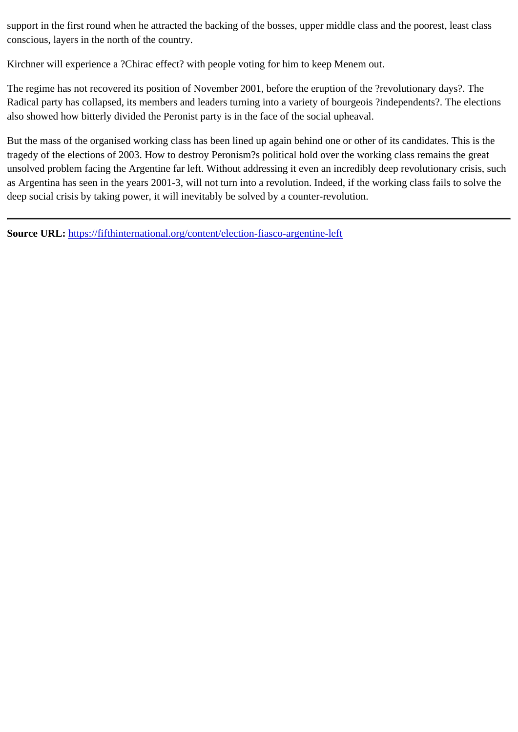support in the first round when he attracted the backing of the bosses, upper middle class and the poorest, least class conscious, layers in the north of the country.

Kirchner will experience a ?Chirac effect? with people voting for him to keep Menem out.

The regime has not recovered its position of November 2001, before the eruption of the ?revolutionary days?. The Radical party has collapsed, its members and leaders turning into a variety of bourgeois ?independents?. The elections also showed how bitterly divided the Peronist party is in the face of the social upheaval.

But the mass of the organised working class has been lined up again behind one or other of its candidates. This is the tragedy of the elections of 2003. How to destroy Peronism?s political hold over the working class remains the great unsolved problem facing the Argentine far left. Without addressing it even an incredibly deep revolutionary crisis, such as Argentina has seen in the years 2001-3, will not turn into a revolution. Indeed, if the working class fails to solve the deep social crisis by taking power, it will inevitably be solved by a counter-revolution.

---

**Source URL:** https://fifthinternational.org/content/election-fiasco-argentine-left